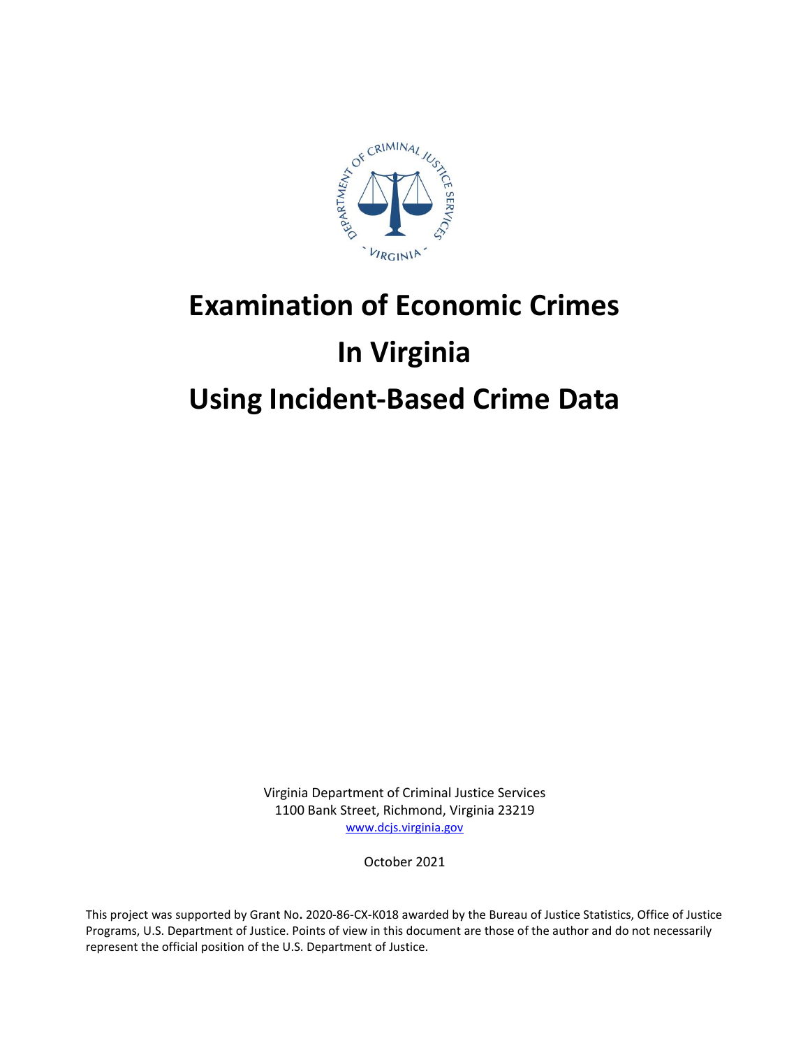# Examination of Economic Crimes In Virginia Using Incident-Based Crime Data

Virginia Department of Criminal Justice Services
1100 Bank Street, Richmond, Virginia 23219
www.dcjs.virginia.gov

October 2021

This project was supported by Grant No. 2020-86-CX-K018 awarded by the Bureau of Justice Statistics, Office of Justice Programs, U.S. Department of Justice. Points of view in this document are those of the author and do not necessarily represent the official position of the U.S. Department of Justice.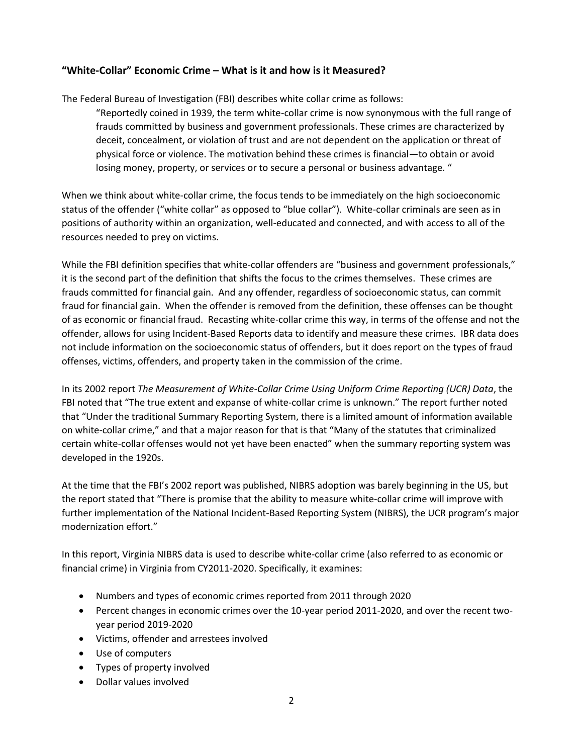## **"White-Collar" Economic Crime – What is it and how is it Measured?**

The Federal Bureau of Investigation (FBI) describes white collar crime as follows:

> "Reportedly coined in 1939, the term white-collar crime is now synonymous with the full range of frauds committed by business and government professionals. These crimes are characterized by deceit, concealment, or violation of trust and are not dependent on the application or threat of physical force or violence. The motivation behind these crimes is financial—to obtain or avoid losing money, property, or services or to secure a personal or business advantage. "

When we think about white-collar crime, the focus tends to be immediately on the high socioeconomic status of the offender ("white collar" as opposed to "blue collar"). White-collar criminals are seen as in positions of authority within an organization, well-educated and connected, and with access to all of the resources needed to prey on victims.

While the FBI definition specifies that white-collar offenders are "business and government professionals," it is the second part of the definition that shifts the focus to the crimes themselves. These crimes are frauds committed for financial gain. And any offender, regardless of socioeconomic status, can commit fraud for financial gain. When the offender is removed from the definition, these offenses can be thought of as economic or financial fraud. Recasting white-collar crime this way, in terms of the offense and not the offender, allows for using Incident-Based Reports data to identify and measure these crimes. IBR data does not include information on the socioeconomic status of offenders, but it does report on the types of fraud offenses, victims, offenders, and property taken in the commission of the crime.

In its 2002 report *The Measurement of White-Collar Crime Using Uniform Crime Reporting (UCR) Data*, the FBI noted that "The true extent and expanse of white-collar crime is unknown." The report further noted that "Under the traditional Summary Reporting System, there is a limited amount of information available on white-collar crime," and that a major reason for that is that "Many of the statutes that criminalized certain white-collar offenses would not yet have been enacted" when the summary reporting system was developed in the 1920s.

At the time that the FBI's 2002 report was published, NIBRS adoption was barely beginning in the US, but the report stated that "There is promise that the ability to measure white-collar crime will improve with further implementation of the National Incident-Based Reporting System (NIBRS), the UCR program's major modernization effort."

In this report, Virginia NIBRS data is used to describe white-collar crime (also referred to as economic or financial crime) in Virginia from CY2011-2020. Specifically, it examines:

- Numbers and types of economic crimes reported from 2011 through 2020
- Percent changes in economic crimes over the 10-year period 2011-2020, and over the recent two-year period 2019-2020
- Victims, offender and arrestees involved
- Use of computers
- Types of property involved
- Dollar values involved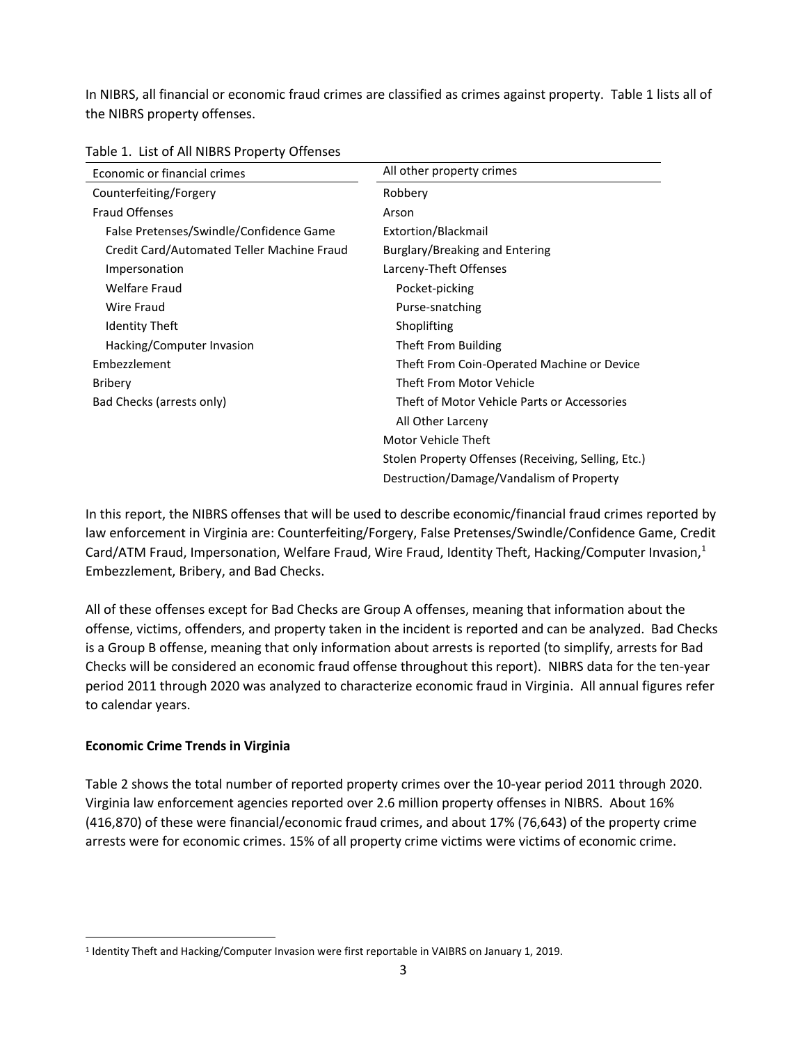In NIBRS, all financial or economic fraud crimes are classified as crimes against property. Table 1 lists all of the NIBRS property offenses.

Table 1. List of All NIBRS Property Offenses

| Economic or financial crimes | All other property crimes |
|---|---|
| Counterfeiting/Forgery | Robbery |
| Fraud Offenses | Arson |
| False Pretenses/Swindle/Confidence Game | Extortion/Blackmail |
| Credit Card/Automated Teller Machine Fraud | Burglary/Breaking and Entering |
| Impersonation | Larceny-Theft Offenses |
| Welfare Fraud | Pocket-picking |
| Wire Fraud | Purse-snatching |
| Identity Theft | Shoplifting |
| Hacking/Computer Invasion | Theft From Building |
| Embezzlement | Theft From Coin-Operated Machine or Device |
| Bribery | Theft From Motor Vehicle |
| Bad Checks (arrests only) | Theft of Motor Vehicle Parts or Accessories |
| | All Other Larceny |
| | Motor Vehicle Theft |
| | Stolen Property Offenses (Receiving, Selling, Etc.) |
| | Destruction/Damage/Vandalism of Property |

In this report, the NIBRS offenses that will be used to describe economic/financial fraud crimes reported by law enforcement in Virginia are: Counterfeiting/Forgery, False Pretenses/Swindle/Confidence Game, Credit Card/ATM Fraud, Impersonation, Welfare Fraud, Wire Fraud, Identity Theft, Hacking/Computer Invasion,[1] Embezzlement, Bribery, and Bad Checks.

All of these offenses except for Bad Checks are Group A offenses, meaning that information about the offense, victims, offenders, and property taken in the incident is reported and can be analyzed. Bad Checks is a Group B offense, meaning that only information about arrests is reported (to simplify, arrests for Bad Checks will be considered an economic fraud offense throughout this report). NIBRS data for the ten-year period 2011 through 2020 was analyzed to characterize economic fraud in Virginia. All annual figures refer to calendar years.

**Economic Crime Trends in Virginia**

Table 2 shows the total number of reported property crimes over the 10-year period 2011 through 2020. Virginia law enforcement agencies reported over 2.6 million property offenses in NIBRS. About 16% (416,870) of these were financial/economic fraud crimes, and about 17% (76,643) of the property crime arrests were for economic crimes. 15% of all property crime victims were victims of economic crime.

[1] Identity Theft and Hacking/Computer Invasion were first reportable in VAIBRS on January 1, 2019.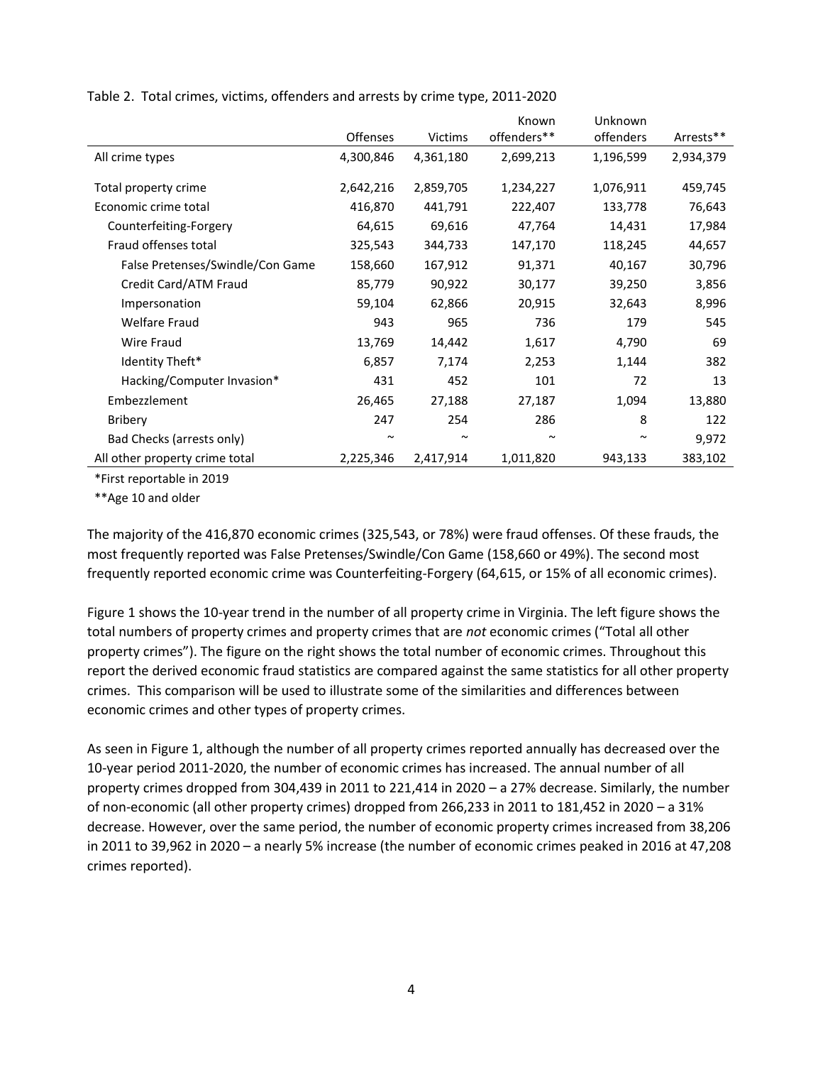Table 2. Total crimes, victims, offenders and arrests by crime type, 2011-2020

| | Offenses | Victims | Known offenders** | Unknown offenders | Arrests** |
|---|---|---|---|---|---|
| All crime types | 4,300,846 | 4,361,180 | 2,699,213 | 1,196,599 | 2,934,379 |
| Total property crime | 2,642,216 | 2,859,705 | 1,234,227 | 1,076,911 | 459,745 |
| Economic crime total | 416,870 | 441,791 | 222,407 | 133,778 | 76,643 |
| Counterfeiting-Forgery | 64,615 | 69,616 | 47,764 | 14,431 | 17,984 |
| Fraud offenses total | 325,543 | 344,733 | 147,170 | 118,245 | 44,657 |
| False Pretenses/Swindle/Con Game | 158,660 | 167,912 | 91,371 | 40,167 | 30,796 |
| Credit Card/ATM Fraud | 85,779 | 90,922 | 30,177 | 39,250 | 3,856 |
| Impersonation | 59,104 | 62,866 | 20,915 | 32,643 | 8,996 |
| Welfare Fraud | 943 | 965 | 736 | 179 | 545 |
| Wire Fraud | 13,769 | 14,442 | 1,617 | 4,790 | 69 |
| Identity Theft* | 6,857 | 7,174 | 2,253 | 1,144 | 382 |
| Hacking/Computer Invasion* | 431 | 452 | 101 | 72 | 13 |
| Embezzlement | 26,465 | 27,188 | 27,187 | 1,094 | 13,880 |
| Bribery | 247 | 254 | 286 | 8 | 122 |
| Bad Checks (arrests only) | ~ | ~ | ~ | ~ | 9,972 |
| All other property crime total | 2,225,346 | 2,417,914 | 1,011,820 | 943,133 | 383,102 |

*First reportable in 2019

**Age 10 and older

The majority of the 416,870 economic crimes (325,543, or 78%) were fraud offenses. Of these frauds, the most frequently reported was False Pretenses/Swindle/Con Game (158,660 or 49%). The second most frequently reported economic crime was Counterfeiting-Forgery (64,615, or 15% of all economic crimes).

Figure 1 shows the 10-year trend in the number of all property crime in Virginia. The left figure shows the total numbers of property crimes and property crimes that are *not* economic crimes ("Total all other property crimes"). The figure on the right shows the total number of economic crimes. Throughout this report the derived economic fraud statistics are compared against the same statistics for all other property crimes. This comparison will be used to illustrate some of the similarities and differences between economic crimes and other types of property crimes.

As seen in Figure 1, although the number of all property crimes reported annually has decreased over the 10-year period 2011-2020, the number of economic crimes has increased. The annual number of all property crimes dropped from 304,439 in 2011 to 221,414 in 2020 – a 27% decrease. Similarly, the number of non-economic (all other property crimes) dropped from 266,233 in 2011 to 181,452 in 2020 – a 31% decrease. However, over the same period, the number of economic property crimes increased from 38,206 in 2011 to 39,962 in 2020 – a nearly 5% increase (the number of economic crimes peaked in 2016 at 47,208 crimes reported).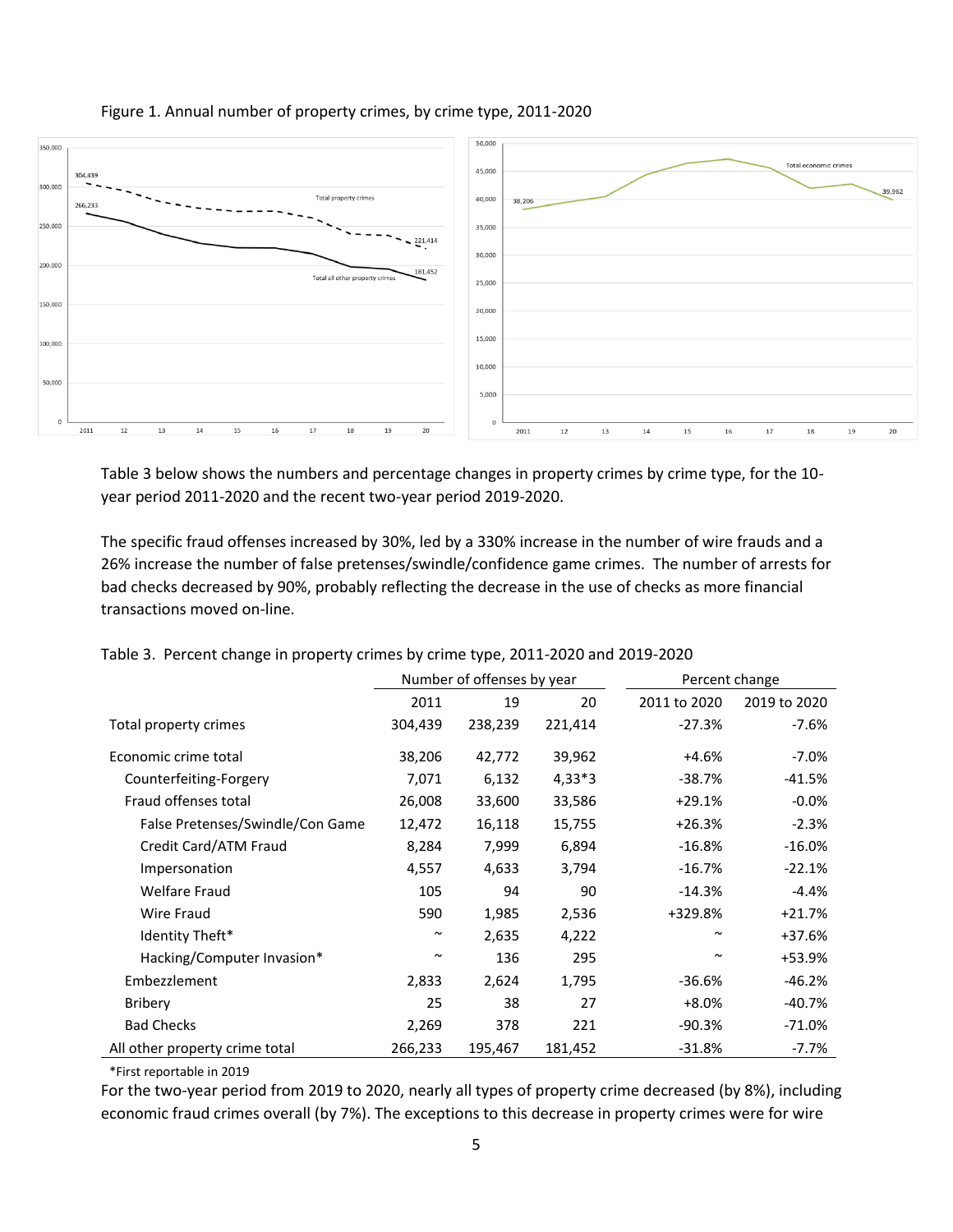Figure 1. Annual number of property crimes, by crime type, 2011-2020

Table 3 below shows the numbers and percentage changes in property crimes by crime type, for the 10-year period 2011-2020 and the recent two-year period 2019-2020.

The specific fraud offenses increased by 30%, led by a 330% increase in the number of wire frauds and a 26% increase the number of false pretenses/swindle/confidence game crimes. The number of arrests for bad checks decreased by 90%, probably reflecting the decrease in the use of checks as more financial transactions moved on-line.

Table 3. Percent change in property crimes by crime type, 2011-2020 and 2019-2020

| | Number of offenses by year | | | Percent change | |
|---|---|---|---|---|---|
| | 2011 | 19 | 20 | 2011 to 2020 | 2019 to 2020 |
| Total property crimes | 304,439 | 238,239 | 221,414 | -27.3% | -7.6% |
| Economic crime total | 38,206 | 42,772 | 39,962 | +4.6% | -7.0% |
| Counterfeiting-Forgery | 7,071 | 6,132 | 4,33*3 | -38.7% | -41.5% |
| Fraud offenses total | 26,008 | 33,600 | 33,586 | +29.1% | -0.0% |
| False Pretenses/Swindle/Con Game | 12,472 | 16,118 | 15,755 | +26.3% | -2.3% |
| Credit Card/ATM Fraud | 8,284 | 7,999 | 6,894 | -16.8% | -16.0% |
| Impersonation | 4,557 | 4,633 | 3,794 | -16.7% | -22.1% |
| Welfare Fraud | 105 | 94 | 90 | -14.3% | -4.4% |
| Wire Fraud | 590 | 1,985 | 2,536 | +329.8% | +21.7% |
| Identity Theft* | ~ | 2,635 | 4,222 | ~ | +37.6% |
| Hacking/Computer Invasion* | ~ | 136 | 295 | ~ | +53.9% |
| Embezzlement | 2,833 | 2,624 | 1,795 | -36.6% | -46.2% |
| Bribery | 25 | 38 | 27 | +8.0% | -40.7% |
| Bad Checks | 2,269 | 378 | 221 | -90.3% | -71.0% |
| All other property crime total | 266,233 | 195,467 | 181,452 | -31.8% | -7.7% |

*First reportable in 2019

For the two-year period from 2019 to 2020, nearly all types of property crime decreased (by 8%), including economic fraud crimes overall (by 7%). The exceptions to this decrease in property crimes were for wire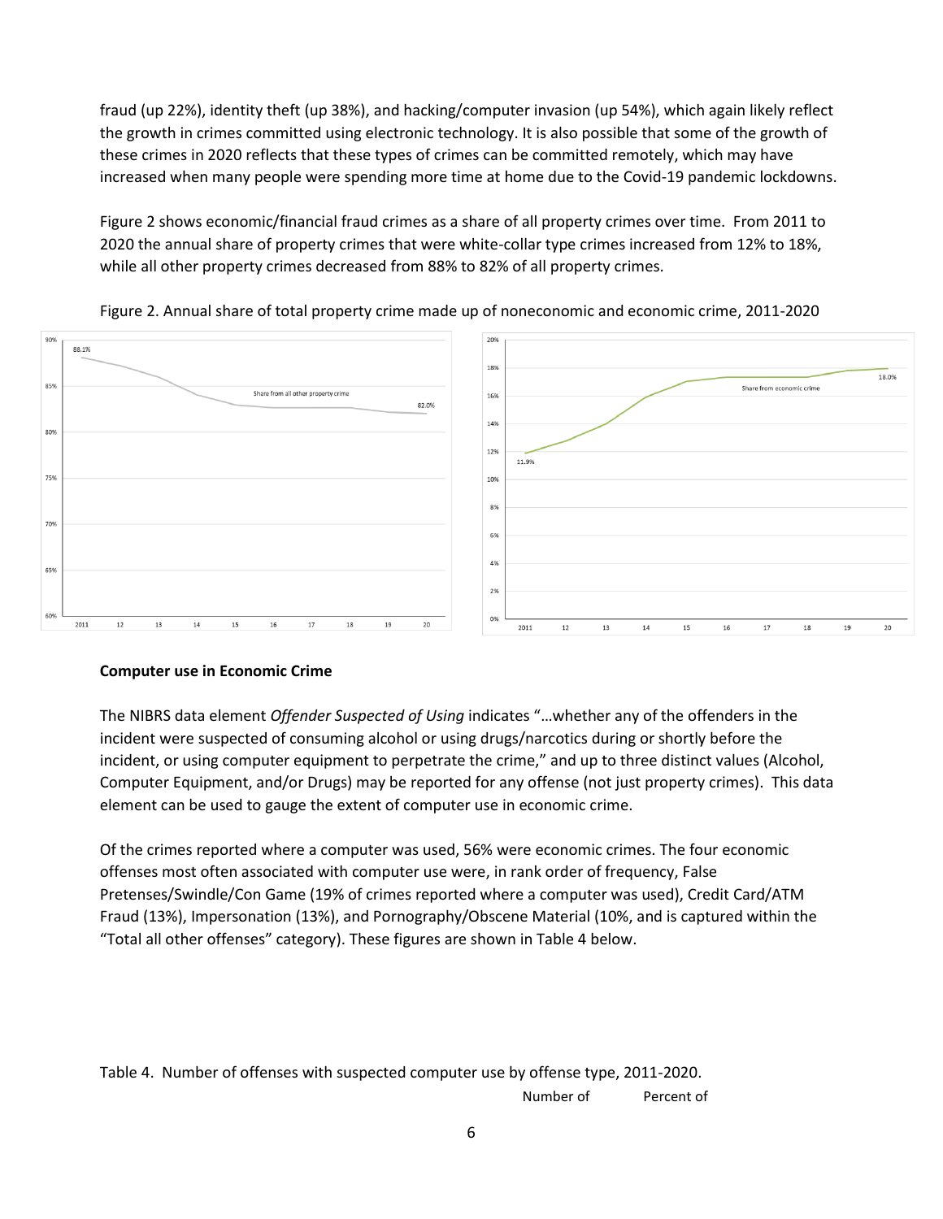fraud (up 22%), identity theft (up 38%), and hacking/computer invasion (up 54%), which again likely reflect the growth in crimes committed using electronic technology. It is also possible that some of the growth of these crimes in 2020 reflects that these types of crimes can be committed remotely, which may have increased when many people were spending more time at home due to the Covid-19 pandemic lockdowns.

Figure 2 shows economic/financial fraud crimes as a share of all property crimes over time. From 2011 to 2020 the annual share of property crimes that were white-collar type crimes increased from 12% to 18%, while all other property crimes decreased from 88% to 82% of all property crimes.

Figure 2. Annual share of total property crime made up of noneconomic and economic crime, 2011-2020

**Computer use in Economic Crime**

The NIBRS data element *Offender Suspected of Using* indicates "…whether any of the offenders in the incident were suspected of consuming alcohol or using drugs/narcotics during or shortly before the incident, or using computer equipment to perpetrate the crime," and up to three distinct values (Alcohol, Computer Equipment, and/or Drugs) may be reported for any offense (not just property crimes). This data element can be used to gauge the extent of computer use in economic crime.

Of the crimes reported where a computer was used, 56% were economic crimes. The four economic offenses most often associated with computer use were, in rank order of frequency, False Pretenses/Swindle/Con Game (19% of crimes reported where a computer was used), Credit Card/ATM Fraud (13%), Impersonation (13%), and Pornography/Obscene Material (10%, and is captured within the "Total all other offenses" category). These figures are shown in Table 4 below.

Table 4. Number of offenses with suspected computer use by offense type, 2011-2020.

| | Number of | Percent of |
|---|---|---|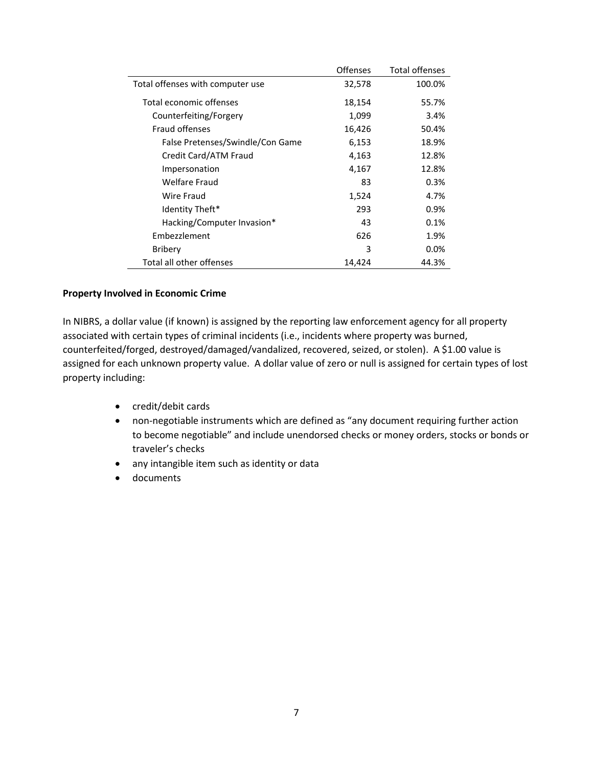| | Offenses | Total offenses |
|---|---|---|
| Total offenses with computer use | 32,578 | 100.0% |
| Total economic offenses | 18,154 | 55.7% |
| Counterfeiting/Forgery | 1,099 | 3.4% |
| Fraud offenses | 16,426 | 50.4% |
| False Pretenses/Swindle/Con Game | 6,153 | 18.9% |
| Credit Card/ATM Fraud | 4,163 | 12.8% |
| Impersonation | 4,167 | 12.8% |
| Welfare Fraud | 83 | 0.3% |
| Wire Fraud | 1,524 | 4.7% |
| Identity Theft* | 293 | 0.9% |
| Hacking/Computer Invasion* | 43 | 0.1% |
| Embezzlement | 626 | 1.9% |
| Bribery | 3 | 0.0% |
| Total all other offenses | 14,424 | 44.3% |

**Property Involved in Economic Crime**

In NIBRS, a dollar value (if known) is assigned by the reporting law enforcement agency for all property associated with certain types of criminal incidents (i.e., incidents where property was burned, counterfeited/forged, destroyed/damaged/vandalized, recovered, seized, or stolen). A $1.00 value is assigned for each unknown property value. A dollar value of zero or null is assigned for certain types of lost property including:

- credit/debit cards
- non-negotiable instruments which are defined as "any document requiring further action to become negotiable" and include unendorsed checks or money orders, stocks or bonds or traveler's checks
- any intangible item such as identity or data
- documents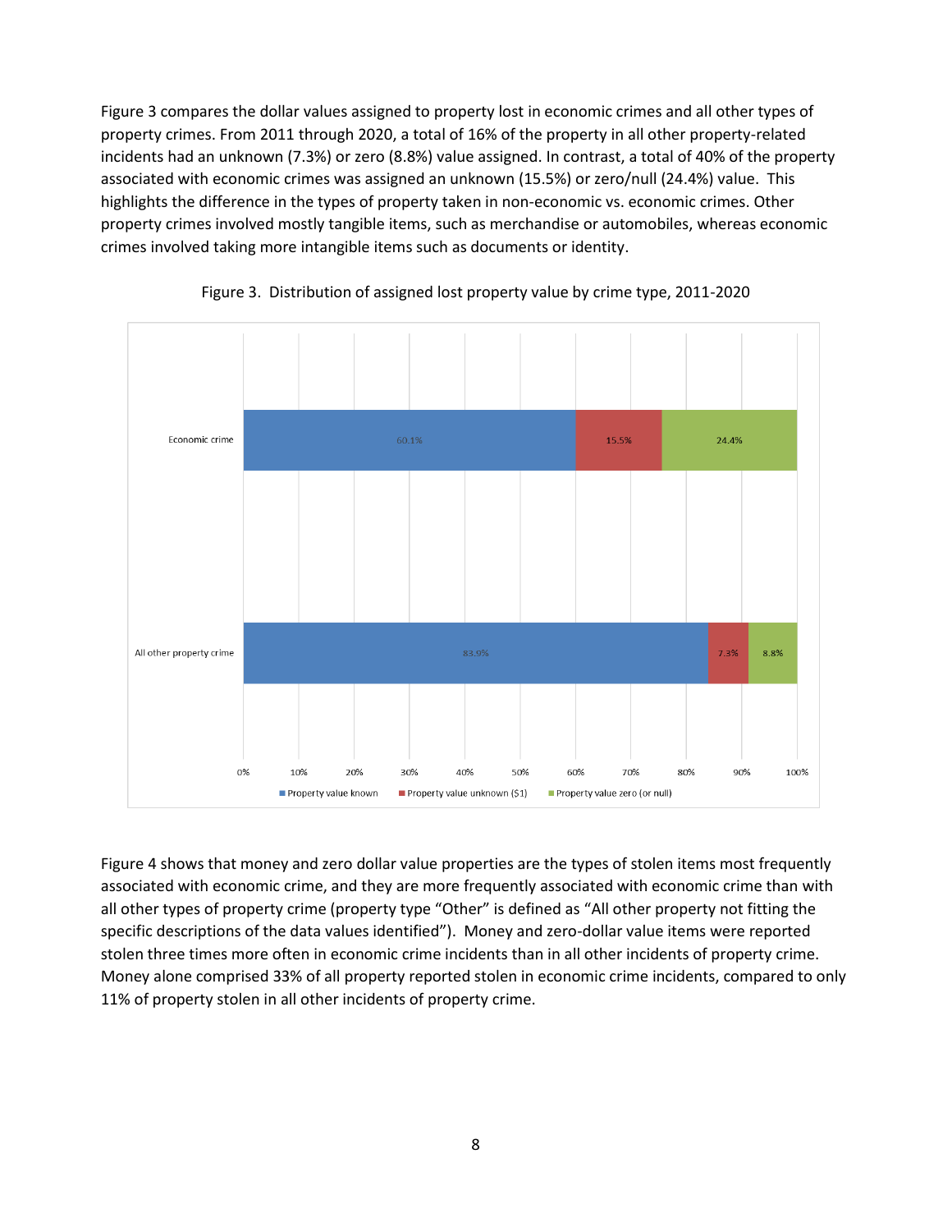Figure 3 compares the dollar values assigned to property lost in economic crimes and all other types of property crimes. From 2011 through 2020, a total of 16% of the property in all other property-related incidents had an unknown (7.3%) or zero (8.8%) value assigned. In contrast, a total of 40% of the property associated with economic crimes was assigned an unknown (15.5%) or zero/null (24.4%) value. This highlights the difference in the types of property taken in non-economic vs. economic crimes. Other property crimes involved mostly tangible items, such as merchandise or automobiles, whereas economic crimes involved taking more intangible items such as documents or identity.

Figure 3. Distribution of assigned lost property value by crime type, 2011-2020

| Crime type | Property value known | Property value unknown ($1) | Property value zero (or null) |
|---|---|---|---|
| Economic crime | 60.1% | 15.5% | 24.4% |
| All other property crime | 83.9% | 7.3% | 8.8% |

Figure 4 shows that money and zero dollar value properties are the types of stolen items most frequently associated with economic crime, and they are more frequently associated with economic crime than with all other types of property crime (property type "Other" is defined as "All other property not fitting the specific descriptions of the data values identified"). Money and zero-dollar value items were reported stolen three times more often in economic crime incidents than in all other incidents of property crime. Money alone comprised 33% of all property reported stolen in economic crime incidents, compared to only 11% of property stolen in all other incidents of property crime.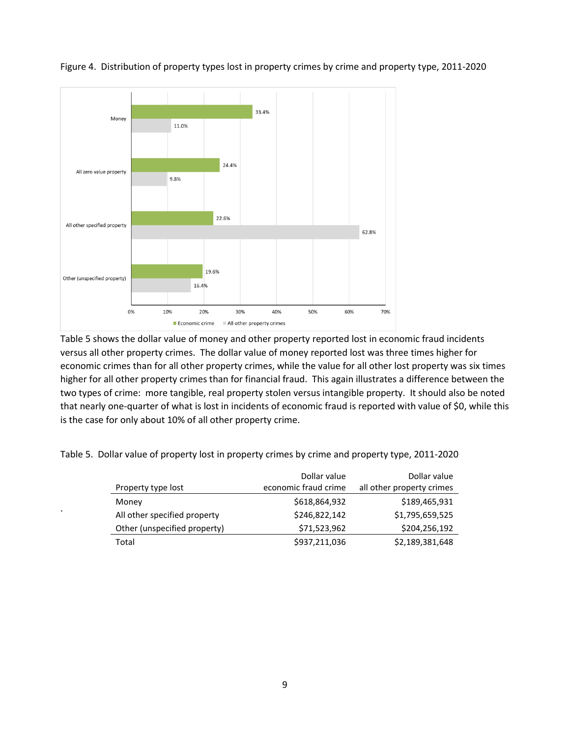Figure 4. Distribution of property types lost in property crimes by crime and property type, 2011-2020

Table 5 shows the dollar value of money and other property reported lost in economic fraud incidents versus all other property crimes. The dollar value of money reported lost was three times higher for economic crimes than for all other property crimes, while the value for all other lost property was six times higher for all other property crimes than for financial fraud. This again illustrates a difference between the two types of crime: more tangible, real property stolen versus intangible property. It should also be noted that nearly one-quarter of what is lost in incidents of economic fraud is reported with value of $0, while this is the case for only about 10% of all other property crime.

Table 5. Dollar value of property lost in property crimes by crime and property type, 2011-2020

| Property type lost | Dollar value economic fraud crime | Dollar value all other property crimes |
|---|---|---|
| Money | $618,864,932 | $189,465,931 |
| All other specified property | $246,822,142 | $1,795,659,525 |
| Other (unspecified property) | $71,523,962 | $204,256,192 |
| Total | $937,211,036 | $2,189,381,648 |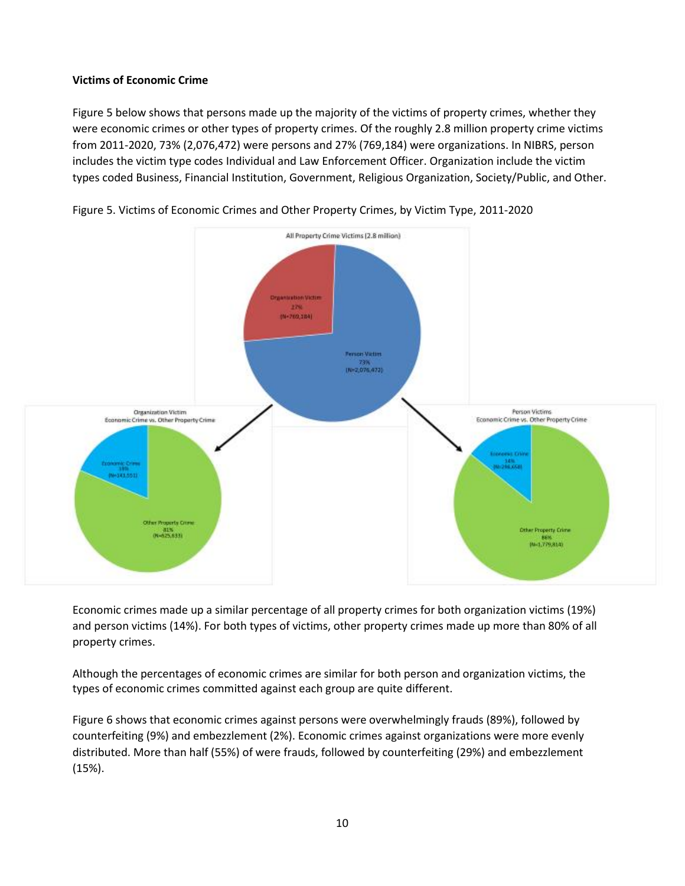**Victims of Economic Crime**

Figure 5 below shows that persons made up the majority of the victims of property crimes, whether they were economic crimes or other types of property crimes. Of the roughly 2.8 million property crime victims from 2011-2020, 73% (2,076,472) were persons and 27% (769,184) were organizations. In NIBRS, person includes the victim type codes Individual and Law Enforcement Officer. Organization include the victim types coded Business, Financial Institution, Government, Religious Organization, Society/Public, and Other.

Figure 5. Victims of Economic Crimes and Other Property Crimes, by Victim Type, 2011-2020

Economic crimes made up a similar percentage of all property crimes for both organization victims (19%) and person victims (14%). For both types of victims, other property crimes made up more than 80% of all property crimes.

Although the percentages of economic crimes are similar for both person and organization victims, the types of economic crimes committed against each group are quite different.

Figure 6 shows that economic crimes against persons were overwhelmingly frauds (89%), followed by counterfeiting (9%) and embezzlement (2%). Economic crimes against organizations were more evenly distributed. More than half (55%) of were frauds, followed by counterfeiting (29%) and embezzlement (15%).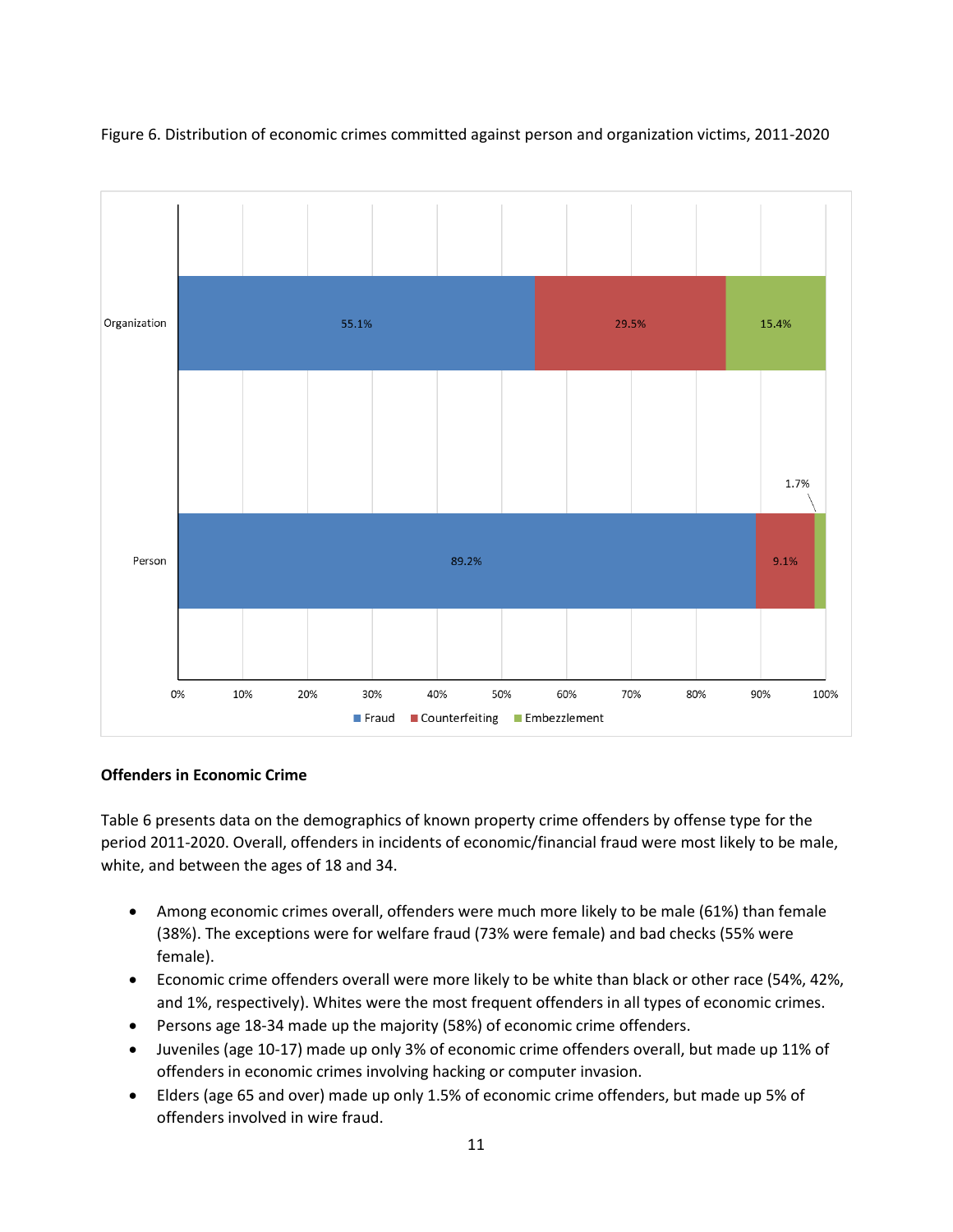Figure 6. Distribution of economic crimes committed against person and organization victims, 2011-2020

| | Fraud | Counterfeiting | Embezzlement |
|---|---|---|---|
| Organization | 55.1% | 29.5% | 15.4% |
| Person | 89.2% | 9.1% | 1.7% |

**Offenders in Economic Crime**

Table 6 presents data on the demographics of known property crime offenders by offense type for the period 2011-2020. Overall, offenders in incidents of economic/financial fraud were most likely to be male, white, and between the ages of 18 and 34.

- Among economic crimes overall, offenders were much more likely to be male (61%) than female (38%). The exceptions were for welfare fraud (73% were female) and bad checks (55% were female).
- Economic crime offenders overall were more likely to be white than black or other race (54%, 42%, and 1%, respectively). Whites were the most frequent offenders in all types of economic crimes.
- Persons age 18-34 made up the majority (58%) of economic crime offenders.
- Juveniles (age 10-17) made up only 3% of economic crime offenders overall, but made up 11% of offenders in economic crimes involving hacking or computer invasion.
- Elders (age 65 and over) made up only 1.5% of economic crime offenders, but made up 5% of offenders involved in wire fraud.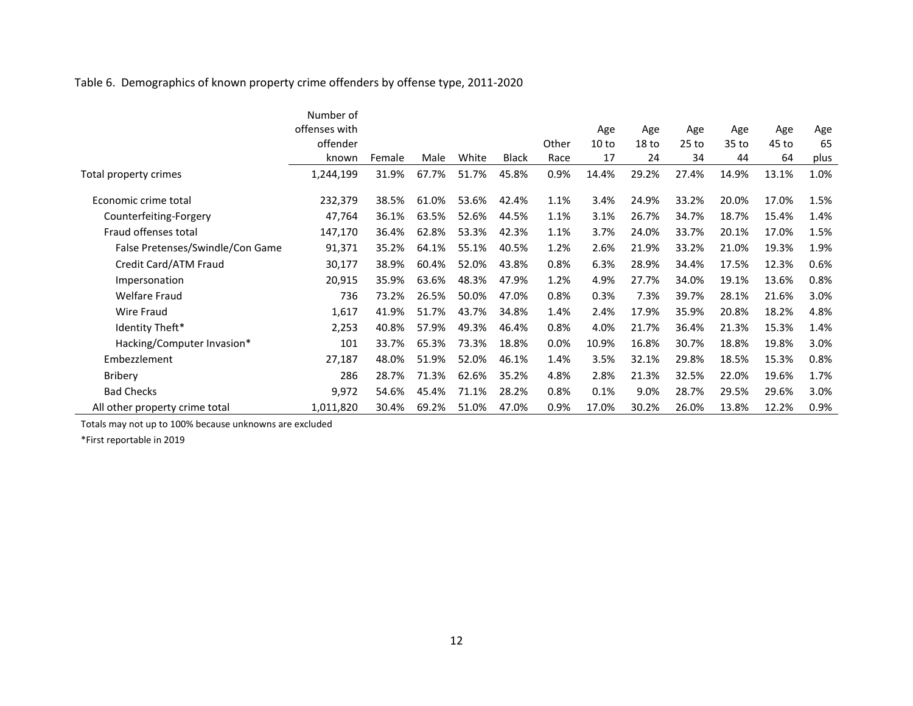Table 6. Demographics of known property crime offenders by offense type, 2011-2020

| | Number of offenses with offender known | Female | Male | White | Black | Other Race | Age 10 to 17 | Age 18 to 24 | Age 25 to 34 | Age 35 to 44 | Age 45 to 64 | Age 65 plus |
|---|---|---|---|---|---|---|---|---|---|---|---|---|
| Total property crimes | 1,244,199 | 31.9% | 67.7% | 51.7% | 45.8% | 0.9% | 14.4% | 29.2% | 27.4% | 14.9% | 13.1% | 1.0% |
| Economic crime total | 232,379 | 38.5% | 61.0% | 53.6% | 42.4% | 1.1% | 3.4% | 24.9% | 33.2% | 20.0% | 17.0% | 1.5% |
| Counterfeiting-Forgery | 47,764 | 36.1% | 63.5% | 52.6% | 44.5% | 1.1% | 3.1% | 26.7% | 34.7% | 18.7% | 15.4% | 1.4% |
| Fraud offenses total | 147,170 | 36.4% | 62.8% | 53.3% | 42.3% | 1.1% | 3.7% | 24.0% | 33.7% | 20.1% | 17.0% | 1.5% |
| False Pretenses/Swindle/Con Game | 91,371 | 35.2% | 64.1% | 55.1% | 40.5% | 1.2% | 2.6% | 21.9% | 33.2% | 21.0% | 19.3% | 1.9% |
| Credit Card/ATM Fraud | 30,177 | 38.9% | 60.4% | 52.0% | 43.8% | 0.8% | 6.3% | 28.9% | 34.4% | 17.5% | 12.3% | 0.6% |
| Impersonation | 20,915 | 35.9% | 63.6% | 48.3% | 47.9% | 1.2% | 4.9% | 27.7% | 34.0% | 19.1% | 13.6% | 0.8% |
| Welfare Fraud | 736 | 73.2% | 26.5% | 50.0% | 47.0% | 0.8% | 0.3% | 7.3% | 39.7% | 28.1% | 21.6% | 3.0% |
| Wire Fraud | 1,617 | 41.9% | 51.7% | 43.7% | 34.8% | 1.4% | 2.4% | 17.9% | 35.9% | 20.8% | 18.2% | 4.8% |
| Identity Theft* | 2,253 | 40.8% | 57.9% | 49.3% | 46.4% | 0.8% | 4.0% | 21.7% | 36.4% | 21.3% | 15.3% | 1.4% |
| Hacking/Computer Invasion* | 101 | 33.7% | 65.3% | 73.3% | 18.8% | 0.0% | 10.9% | 16.8% | 30.7% | 18.8% | 19.8% | 3.0% |
| Embezzlement | 27,187 | 48.0% | 51.9% | 52.0% | 46.1% | 1.4% | 3.5% | 32.1% | 29.8% | 18.5% | 15.3% | 0.8% |
| Bribery | 286 | 28.7% | 71.3% | 62.6% | 35.2% | 4.8% | 2.8% | 21.3% | 32.5% | 22.0% | 19.6% | 1.7% |
| Bad Checks | 9,972 | 54.6% | 45.4% | 71.1% | 28.2% | 0.8% | 0.1% | 9.0% | 28.7% | 29.5% | 29.6% | 3.0% |
| All other property crime total | 1,011,820 | 30.4% | 69.2% | 51.0% | 47.0% | 0.9% | 17.0% | 30.2% | 26.0% | 13.8% | 12.2% | 0.9% |

Totals may not up to 100% because unknowns are excluded

*First reportable in 2019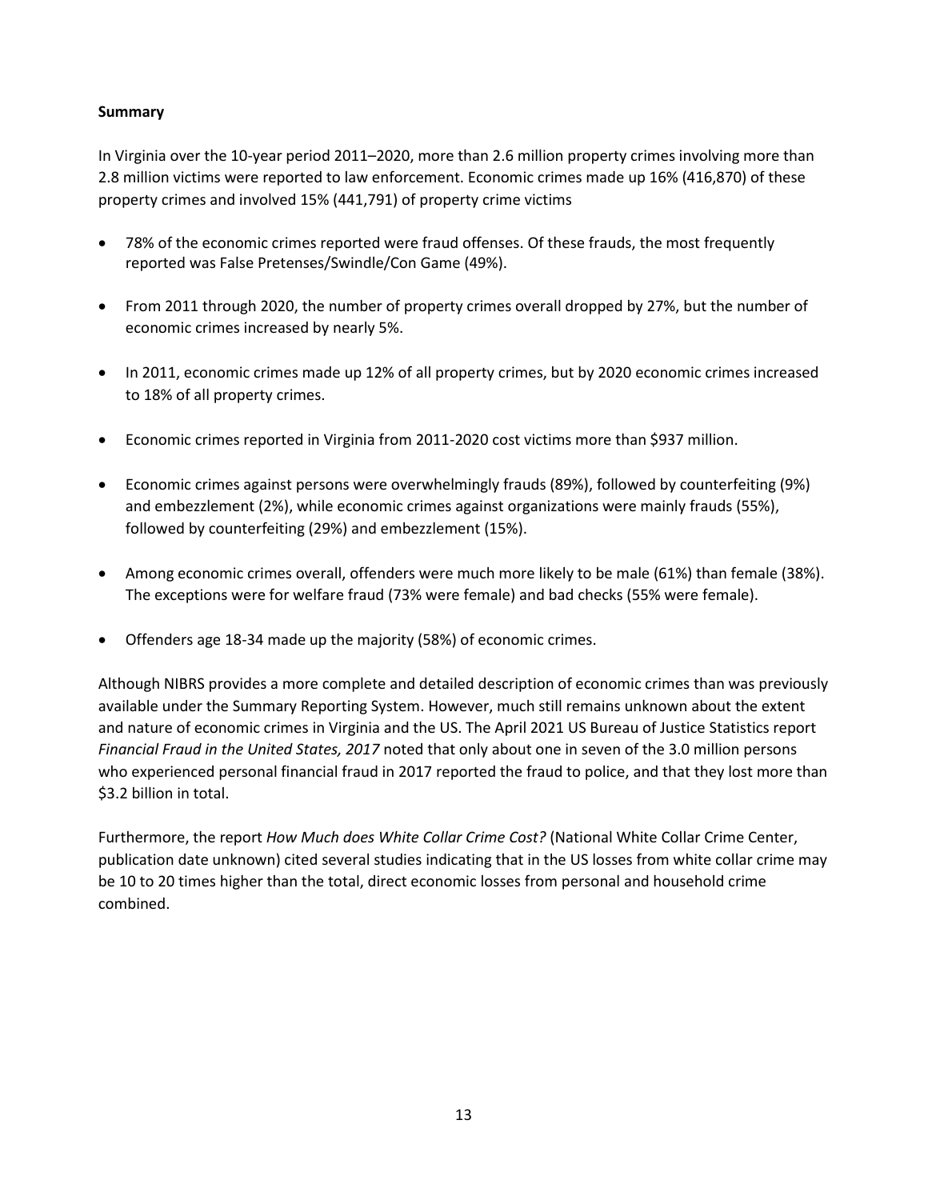**Summary**

In Virginia over the 10-year period 2011–2020, more than 2.6 million property crimes involving more than 2.8 million victims were reported to law enforcement. Economic crimes made up 16% (416,870) of these property crimes and involved 15% (441,791) of property crime victims

- 78% of the economic crimes reported were fraud offenses. Of these frauds, the most frequently reported was False Pretenses/Swindle/Con Game (49%).
- From 2011 through 2020, the number of property crimes overall dropped by 27%, but the number of economic crimes increased by nearly 5%.
- In 2011, economic crimes made up 12% of all property crimes, but by 2020 economic crimes increased to 18% of all property crimes.
- Economic crimes reported in Virginia from 2011-2020 cost victims more than $937 million.
- Economic crimes against persons were overwhelmingly frauds (89%), followed by counterfeiting (9%) and embezzlement (2%), while economic crimes against organizations were mainly frauds (55%), followed by counterfeiting (29%) and embezzlement (15%).
- Among economic crimes overall, offenders were much more likely to be male (61%) than female (38%). The exceptions were for welfare fraud (73% were female) and bad checks (55% were female).
- Offenders age 18-34 made up the majority (58%) of economic crimes.

Although NIBRS provides a more complete and detailed description of economic crimes than was previously available under the Summary Reporting System. However, much still remains unknown about the extent and nature of economic crimes in Virginia and the US. The April 2021 US Bureau of Justice Statistics report *Financial Fraud in the United States, 2017* noted that only about one in seven of the 3.0 million persons who experienced personal financial fraud in 2017 reported the fraud to police, and that they lost more than $3.2 billion in total.

Furthermore, the report *How Much does White Collar Crime Cost?* (National White Collar Crime Center, publication date unknown) cited several studies indicating that in the US losses from white collar crime may be 10 to 20 times higher than the total, direct economic losses from personal and household crime combined.